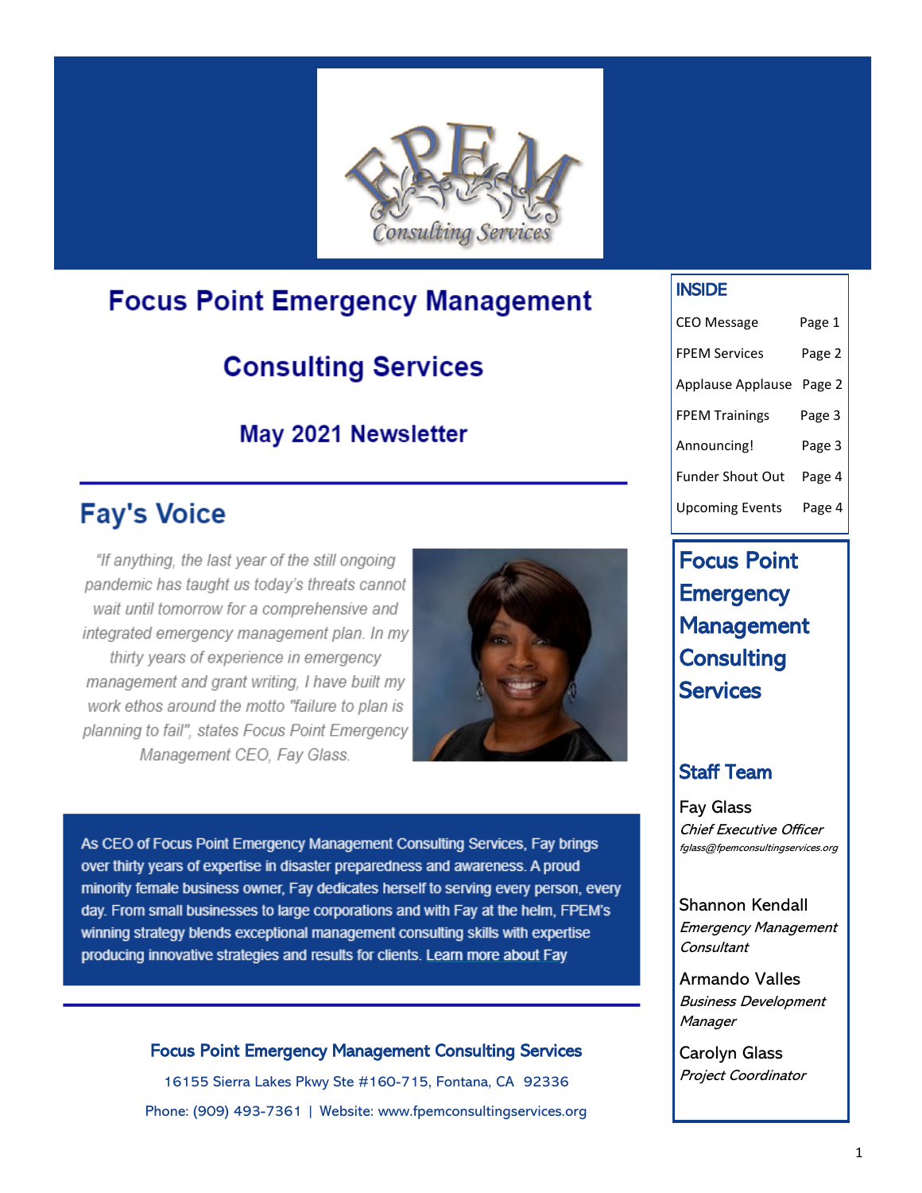# Focus Point Emergency Management

# Consulting Services

## May 2021 Newsletter

---

## Fay's Voice

*"If anything, the last year of the still ongoing pandemic has taught us today's threats cannot wait until tomorrow for a comprehensive and integrated emergency management plan. In my thirty years of experience in emergency management and grant writing, I have built my work ethos around the motto "failure to plan is planning to fail", states Focus Point Emergency Management CEO, Fay Glass.*

As CEO of Focus Point Emergency Management Consulting Services, Fay brings over thirty years of expertise in disaster preparedness and awareness. A proud minority female business owner, Fay dedicates herself to serving every person, every day. From small businesses to large corporations and with Fay at the helm, FPEM's winning strategy blends exceptional management consulting skills with expertise producing innovative strategies and results for clients. Learn more about Fay

---

**Focus Point Emergency Management Consulting Services**

16155 Sierra Lakes Pkwy Ste #160-715, Fontana, CA 92336

Phone: (909) 493-7361 | Website: www.fpemconsultingservices.org

### INSIDE

| | |
|---|---|
| CEO Message | Page 1 |
| FPEM Services | Page 2 |
| Applause Applause | Page 2 |
| FPEM Trainings | Page 3 |
| Announcing! | Page 3 |
| Funder Shout Out | Page 4 |
| Upcoming Events | Page 4 |

### Focus Point Emergency Management Consulting Services

### Staff Team

Fay Glass
*Chief Executive Officer*
*fglass@fpemconsultingservices.org*

Shannon Kendall
*Emergency Management Consultant*

Armando Valles
*Business Development Manager*

Carolyn Glass
*Project Coordinator*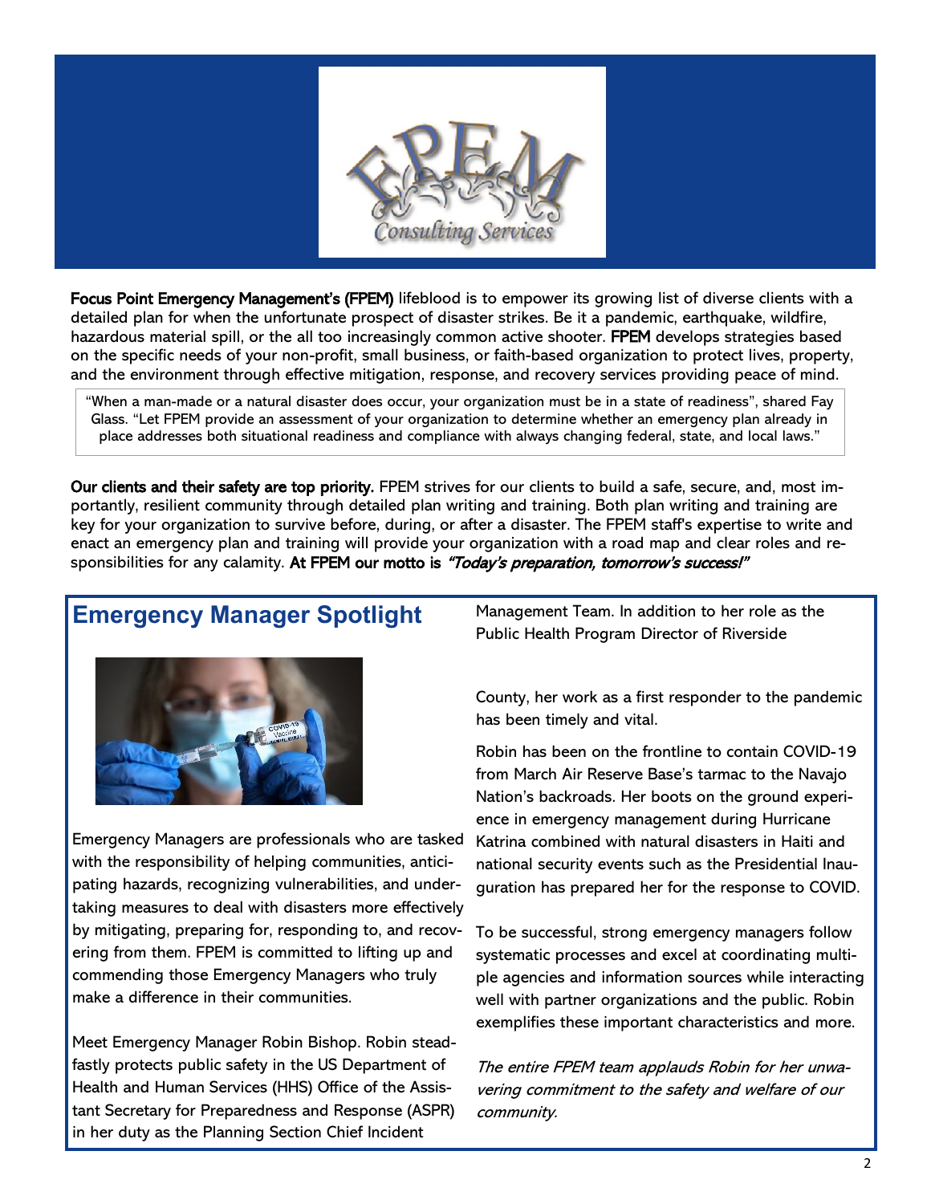**Focus Point Emergency Management's (FPEM)** lifeblood is to empower its growing list of diverse clients with a detailed plan for when the unfortunate prospect of disaster strikes. Be it a pandemic, earthquake, wildfire, hazardous material spill, or the all too increasingly common active shooter. **FPEM** develops strategies based on the specific needs of your non-profit, small business, or faith-based organization to protect lives, property, and the environment through effective mitigation, response, and recovery services providing peace of mind.

> "When a man-made or a natural disaster does occur, your organization must be in a state of readiness", shared Fay Glass. "Let FPEM provide an assessment of your organization to determine whether an emergency plan already in place addresses both situational readiness and compliance with always changing federal, state, and local laws."

**Our clients and their safety are top priority.** FPEM strives for our clients to build a safe, secure, and, most importantly, resilient community through detailed plan writing and training. Both plan writing and training are key for your organization to survive before, during, or after a disaster. The FPEM staff's expertise to write and enact an emergency plan and training will provide your organization with a road map and clear roles and responsibilities for any calamity. **At FPEM our motto is** ***"Today's preparation, tomorrow's success!"***

## Emergency Manager Spotlight

Emergency Managers are professionals who are tasked with the responsibility of helping communities, anticipating hazards, recognizing vulnerabilities, and undertaking measures to deal with disasters more effectively by mitigating, preparing for, responding to, and recovering from them. FPEM is committed to lifting up and commending those Emergency Managers who truly make a difference in their communities.

Meet Emergency Manager Robin Bishop. Robin steadfastly protects public safety in the US Department of Health and Human Services (HHS) Office of the Assistant Secretary for Preparedness and Response (ASPR) in her duty as the Planning Section Chief Incident Management Team. In addition to her role as the Public Health Program Director of Riverside County, her work as a first responder to the pandemic has been timely and vital.

Robin has been on the frontline to contain COVID-19 from March Air Reserve Base's tarmac to the Navajo Nation's backroads. Her boots on the ground experience in emergency management during Hurricane Katrina combined with natural disasters in Haiti and national security events such as the Presidential Inauguration has prepared her for the response to COVID.

To be successful, strong emergency managers follow systematic processes and excel at coordinating multiple agencies and information sources while interacting well with partner organizations and the public. Robin exemplifies these important characteristics and more.

*The entire FPEM team applauds Robin for her unwavering commitment to the safety and welfare of our community.*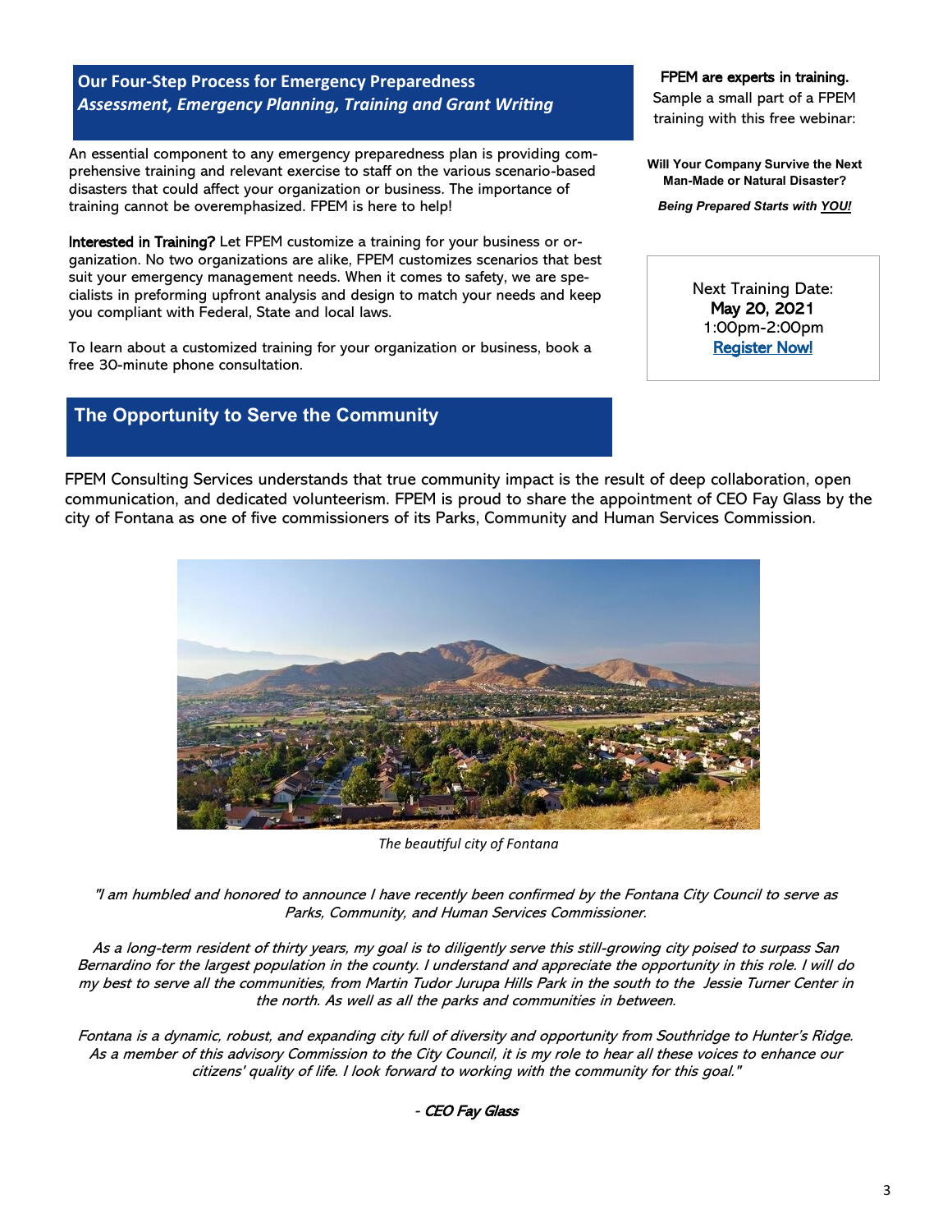## Our Four-Step Process for Emergency Preparedness

***Assessment, Emergency Planning, Training and Grant Writing***

An essential component to any emergency preparedness plan is providing comprehensive training and relevant exercise to staff on the various scenario-based disasters that could affect your organization or business. The importance of training cannot be overemphasized. FPEM is here to help!

**Interested in Training?** Let FPEM customize a training for your business or organization. No two organizations are alike, FPEM customizes scenarios that best suit your emergency management needs. When it comes to safety, we are specialists in preforming upfront analysis and design to match your needs and keep you compliant with Federal, State and local laws.

To learn about a customized training for your organization or business, book a free 30-minute phone consultation.

**FPEM are experts in training.**
Sample a small part of a FPEM training with this free webinar:

**Will Your Company Survive the Next Man-Made or Natural Disaster?**

***Being Prepared Starts with YOU!***

Next Training Date:
May 20, 2021
1:00pm-2:00pm
[Register Now!]

## The Opportunity to Serve the Community

FPEM Consulting Services understands that true community impact is the result of deep collaboration, open communication, and dedicated volunteerism. FPEM is proud to share the appointment of CEO Fay Glass by the city of Fontana as one of five commissioners of its Parks, Community and Human Services Commission.

*The beautiful city of Fontana*

*"I am humbled and honored to announce I have recently been confirmed by the Fontana City Council to serve as Parks, Community, and Human Services Commissioner.*

*As a long-term resident of thirty years, my goal is to diligently serve this still-growing city poised to surpass San Bernardino for the largest population in the county. I understand and appreciate the opportunity in this role. I will do my best to serve all the communities, from Martin Tudor Jurupa Hills Park in the south to the Jessie Turner Center in the north. As well as all the parks and communities in between.*

*Fontana is a dynamic, robust, and expanding city full of diversity and opportunity from Southridge to Hunter's Ridge. As a member of this advisory Commission to the City Council, it is my role to hear all these voices to enhance our citizens' quality of life. I look forward to working with the community for this goal."*

*- CEO Fay Glass*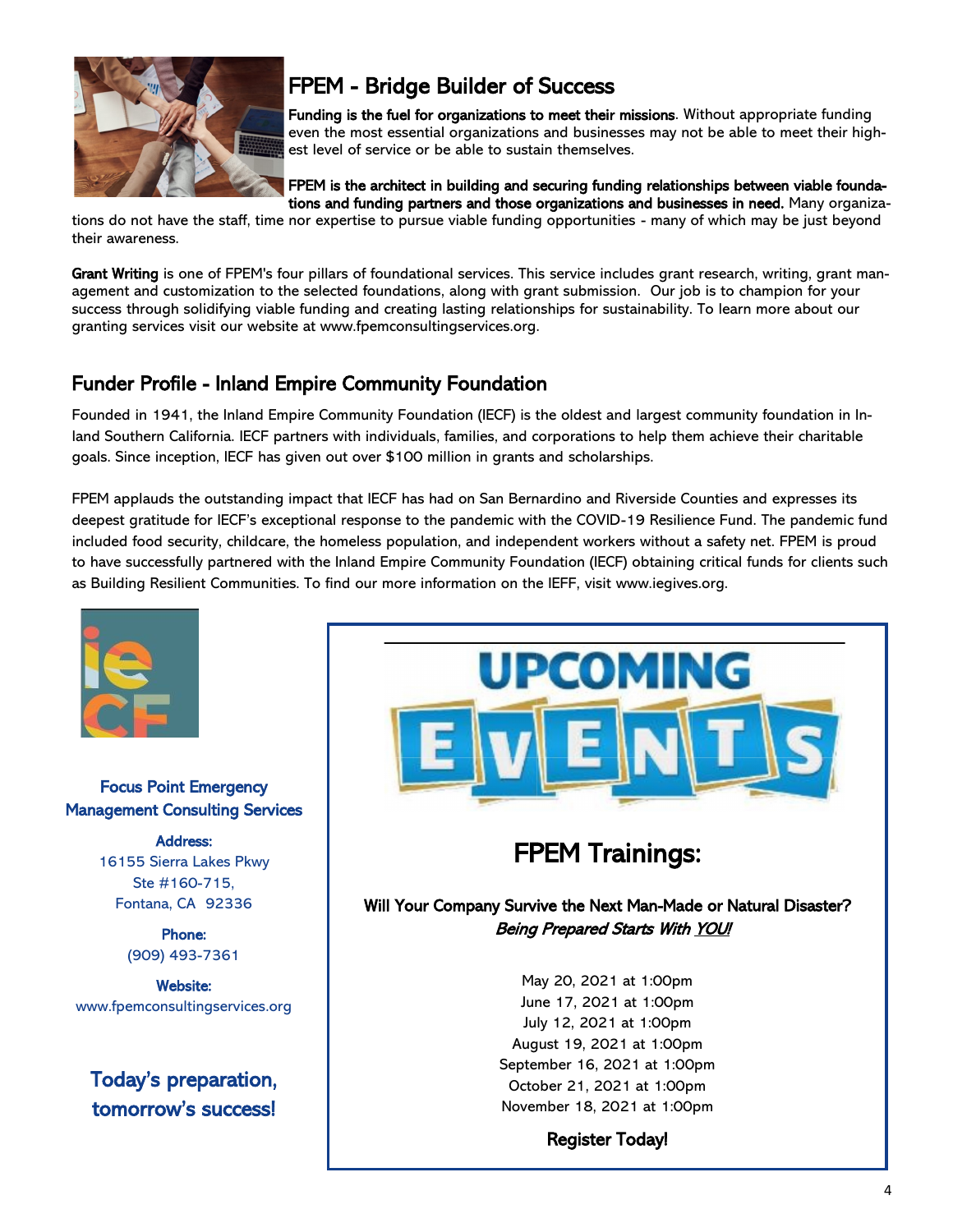## FPEM - Bridge Builder of Success

**Funding is the fuel for organizations to meet their missions**. Without appropriate funding even the most essential organizations and businesses may not be able to meet their highest level of service or be able to sustain themselves.

**FPEM is the architect in building and securing funding relationships between viable foundations and funding partners and those organizations and businesses in need.** Many organizations do not have the staff, time nor expertise to pursue viable funding opportunities - many of which may be just beyond their awareness.

**Grant Writing** is one of FPEM's four pillars of foundational services. This service includes grant research, writing, grant management and customization to the selected foundations, along with grant submission. Our job is to champion for your success through solidifying viable funding and creating lasting relationships for sustainability. To learn more about our granting services visit our website at www.fpemconsultingservices.org.

## Funder Profile - Inland Empire Community Foundation

Founded in 1941, the Inland Empire Community Foundation (IECF) is the oldest and largest community foundation in Inland Southern California. IECF partners with individuals, families, and corporations to help them achieve their charitable goals. Since inception, IECF has given out over $100 million in grants and scholarships.

FPEM applauds the outstanding impact that IECF has had on San Bernardino and Riverside Counties and expresses its deepest gratitude for IECF's exceptional response to the pandemic with the COVID-19 Resilience Fund. The pandemic fund included food security, childcare, the homeless population, and independent workers without a safety net. FPEM is proud to have successfully partnered with the Inland Empire Community Foundation (IECF) obtaining critical funds for clients such as Building Resilient Communities. To find our more information on the IEFF, visit www.iegives.org.

**Focus Point Emergency Management Consulting Services**

**Address:**
16155 Sierra Lakes Pkwy
Ste #160-715,
Fontana, CA 92336

**Phone:**
(909) 493-7361

**Website:**
www.fpemconsultingservices.org

**Today's preparation, tomorrow's success!**

UPCOMING EVENTS

## FPEM Trainings:

**Will Your Company Survive the Next Man-Made or Natural Disaster?**
***Being Prepared Starts With YOU!***

May 20, 2021 at 1:00pm
June 17, 2021 at 1:00pm
July 12, 2021 at 1:00pm
August 19, 2021 at 1:00pm
September 16, 2021 at 1:00pm
October 21, 2021 at 1:00pm
November 18, 2021 at 1:00pm

**Register Today!**